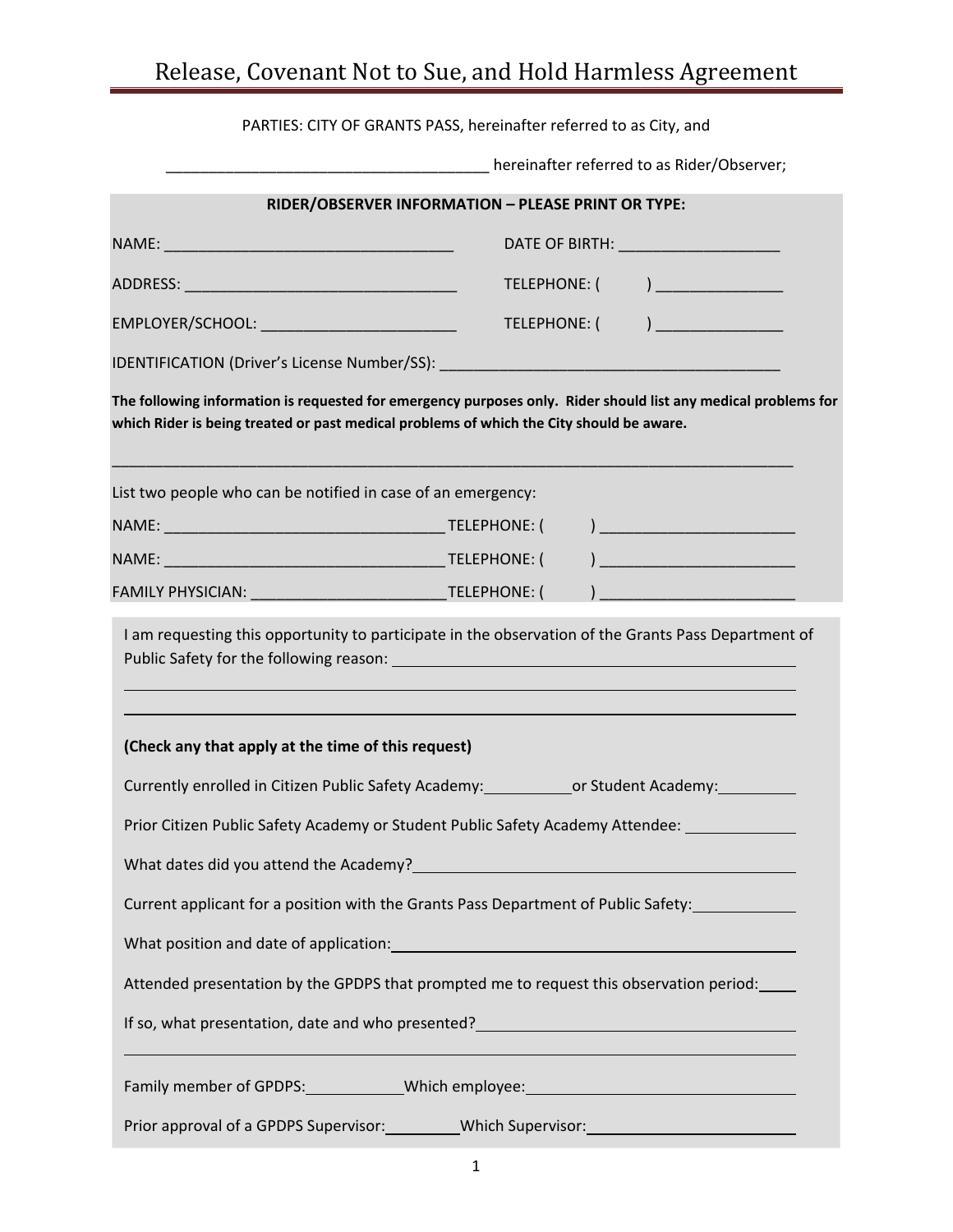# Release, Covenant Not to Sue, and Hold Harmless Agreement

PARTIES: CITY OF GRANTS PASS, hereinafter referred to as City, and

______________________________________ hereinafter referred to as Rider/Observer;

**RIDER/OBSERVER INFORMATION – PLEASE PRINT OR TYPE:**

NAME: _________________________________ DATE OF BIRTH: __________________

ADDRESS: ________________________________ TELEPHONE: (        ) ______________

EMPLOYER/SCHOOL: _______________________ TELEPHONE: (        ) ______________

IDENTIFICATION (Driver's License Number/SS): ________________________________________

**The following information is requested for emergency purposes only. Rider should list any medical problems for which Rider is being treated or past medical problems of which the City should be aware.**

________________________________________________________________________________

List two people who can be notified in case of an emergency:

NAME: _________________________________ TELEPHONE: (        ) ______________________

NAME: _________________________________ TELEPHONE: (        ) ______________________

FAMILY PHYSICIAN: ______________________ TELEPHONE: (        ) ______________________

I am requesting this opportunity to participate in the observation of the Grants Pass Department of Public Safety for the following reason: ________________________________________________

________________________________________________________________________________

________________________________________________________________________________

**(Check any that apply at the time of this request)**

Currently enrolled in Citizen Public Safety Academy: __________ or Student Academy: _________

Prior Citizen Public Safety Academy or Student Public Safety Academy Attendee: ____________

What dates did you attend the Academy? ________________________________________

Current applicant for a position with the Grants Pass Department of Public Safety: ___________

What position and date of application: ________________________________________

Attended presentation by the GPDPS that prompted me to request this observation period: ____

If so, what presentation, date and who presented? ______________________________

________________________________________________________________________________

Family member of GPDPS: ___________ Which employee: ______________________________

Prior approval of a GPDPS Supervisor: ________ Which Supervisor: _______________________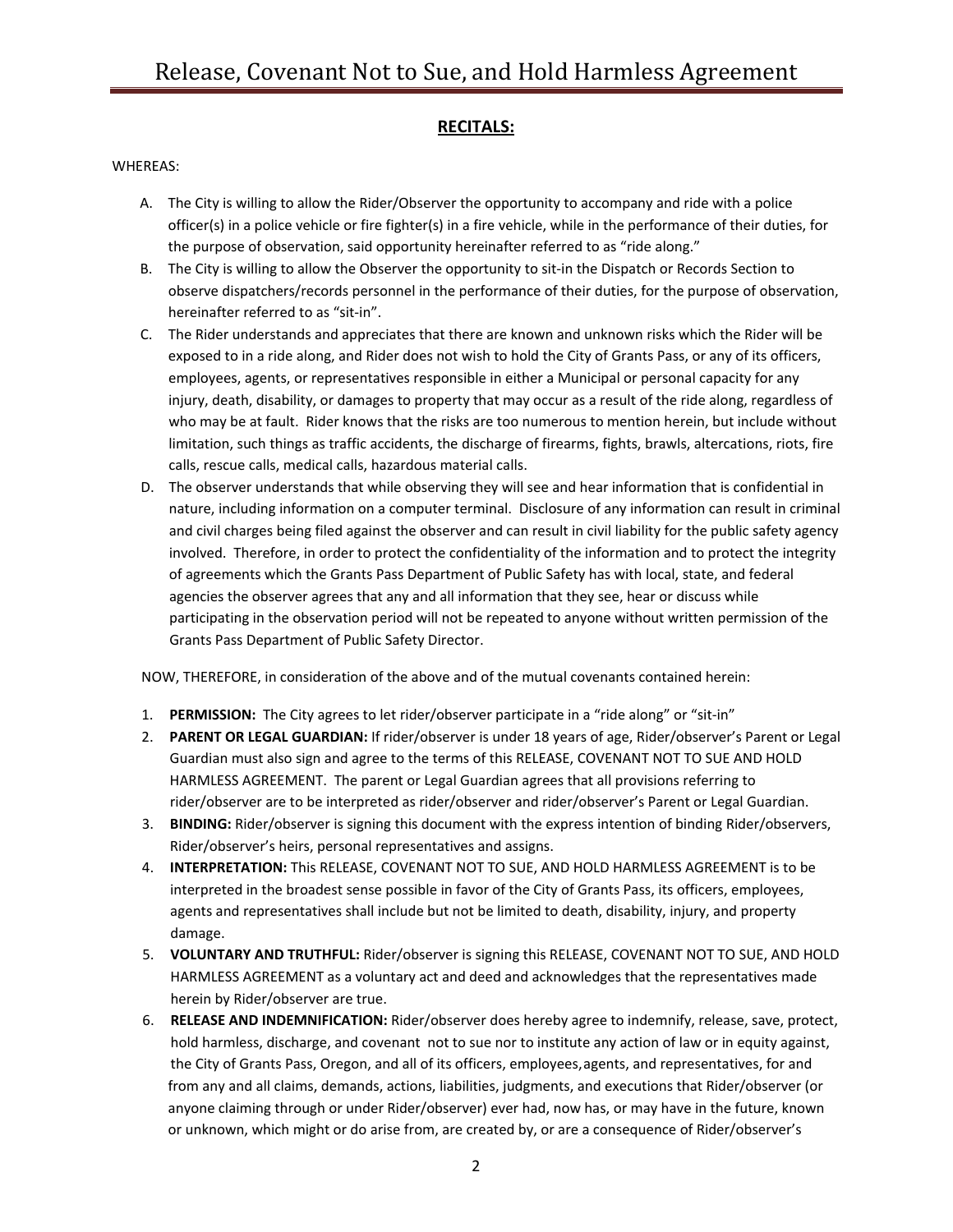## RECITALS:

WHEREAS:

A. The City is willing to allow the Rider/Observer the opportunity to accompany and ride with a police officer(s) in a police vehicle or fire fighter(s) in a fire vehicle, while in the performance of their duties, for the purpose of observation, said opportunity hereinafter referred to as "ride along."
B. The City is willing to allow the Observer the opportunity to sit-in the Dispatch or Records Section to observe dispatchers/records personnel in the performance of their duties, for the purpose of observation, hereinafter referred to as "sit-in".
C. The Rider understands and appreciates that there are known and unknown risks which the Rider will be exposed to in a ride along, and Rider does not wish to hold the City of Grants Pass, or any of its officers, employees, agents, or representatives responsible in either a Municipal or personal capacity for any injury, death, disability, or damages to property that may occur as a result of the ride along, regardless of who may be at fault. Rider knows that the risks are too numerous to mention herein, but include without limitation, such things as traffic accidents, the discharge of firearms, fights, brawls, altercations, riots, fire calls, rescue calls, medical calls, hazardous material calls.
D. The observer understands that while observing they will see and hear information that is confidential in nature, including information on a computer terminal. Disclosure of any information can result in criminal and civil charges being filed against the observer and can result in civil liability for the public safety agency involved. Therefore, in order to protect the confidentiality of the information and to protect the integrity of agreements which the Grants Pass Department of Public Safety has with local, state, and federal agencies the observer agrees that any and all information that they see, hear or discuss while participating in the observation period will not be repeated to anyone without written permission of the Grants Pass Department of Public Safety Director.

NOW, THEREFORE, in consideration of the above and of the mutual covenants contained herein:

1. **PERMISSION:** The City agrees to let rider/observer participate in a "ride along" or "sit-in"
2. **PARENT OR LEGAL GUARDIAN:** If rider/observer is under 18 years of age, Rider/observer's Parent or Legal Guardian must also sign and agree to the terms of this RELEASE, COVENANT NOT TO SUE AND HOLD HARMLESS AGREEMENT. The parent or Legal Guardian agrees that all provisions referring to rider/observer are to be interpreted as rider/observer and rider/observer's Parent or Legal Guardian.
3. **BINDING:** Rider/observer is signing this document with the express intention of binding Rider/observers, Rider/observer's heirs, personal representatives and assigns.
4. **INTERPRETATION:** This RELEASE, COVENANT NOT TO SUE, AND HOLD HARMLESS AGREEMENT is to be interpreted in the broadest sense possible in favor of the City of Grants Pass, its officers, employees, agents and representatives shall include but not be limited to death, disability, injury, and property damage.
5. **VOLUNTARY AND TRUTHFUL:** Rider/observer is signing this RELEASE, COVENANT NOT TO SUE, AND HOLD HARMLESS AGREEMENT as a voluntary act and deed and acknowledges that the representatives made herein by Rider/observer are true.
6. **RELEASE AND INDEMNIFICATION:** Rider/observer does hereby agree to indemnify, release, save, protect, hold harmless, discharge, and covenant not to sue nor to institute any action of law or in equity against, the City of Grants Pass, Oregon, and all of its officers, employees, agents, and representatives, for and from any and all claims, demands, actions, liabilities, judgments, and executions that Rider/observer (or anyone claiming through or under Rider/observer) ever had, now has, or may have in the future, known or unknown, which might or do arise from, are created by, or are a consequence of Rider/observer's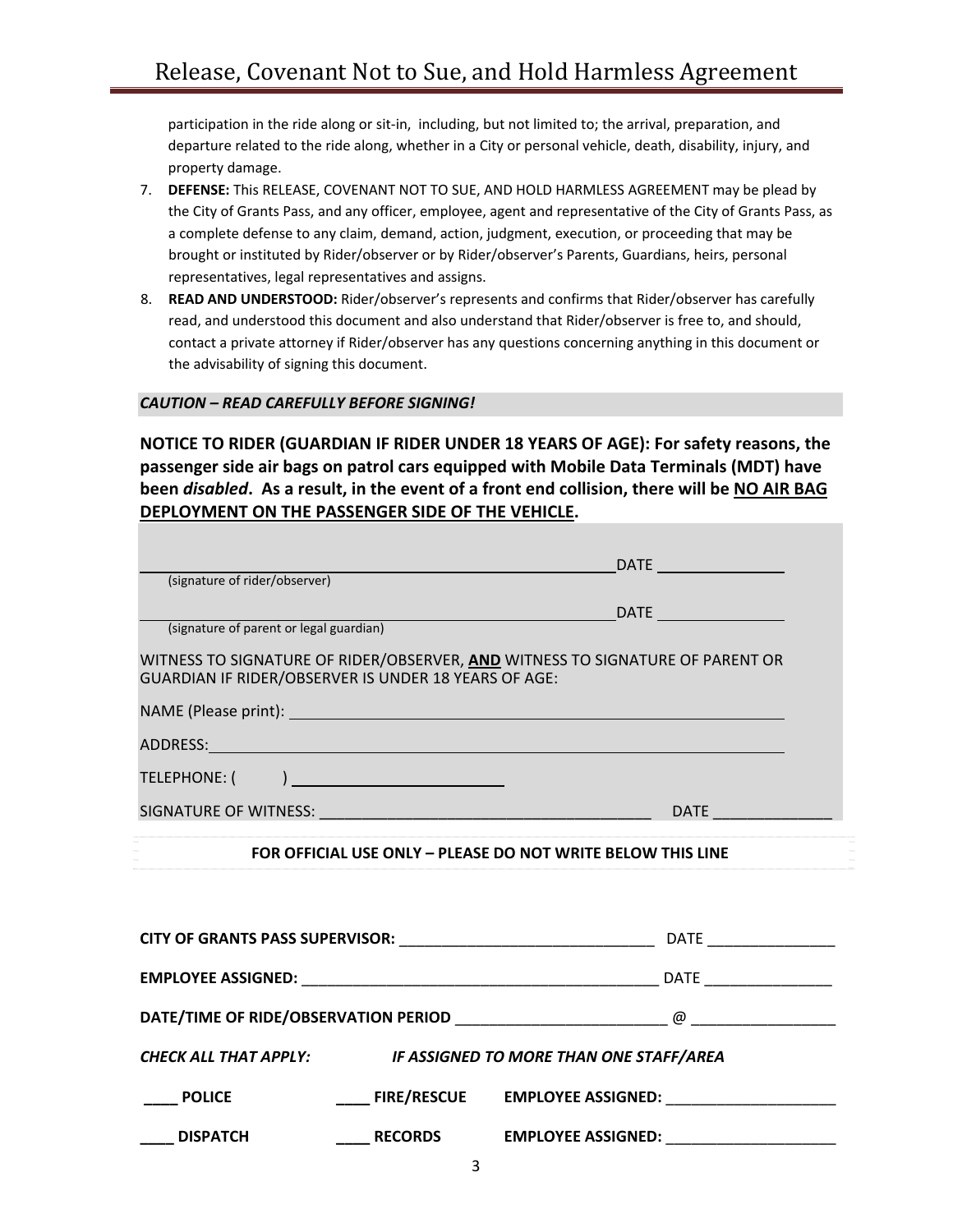participation in the ride along or sit-in, including, but not limited to; the arrival, preparation, and departure related to the ride along, whether in a City or personal vehicle, death, disability, injury, and property damage.

7. **DEFENSE:** This RELEASE, COVENANT NOT TO SUE, AND HOLD HARMLESS AGREEMENT may be plead by the City of Grants Pass, and any officer, employee, agent and representative of the City of Grants Pass, as a complete defense to any claim, demand, action, judgment, execution, or proceeding that may be brought or instituted by Rider/observer or by Rider/observer's Parents, Guardians, heirs, personal representatives, legal representatives and assigns.
8. **READ AND UNDERSTOOD:** Rider/observer's represents and confirms that Rider/observer has carefully read, and understood this document and also understand that Rider/observer is free to, and should, contact a private attorney if Rider/observer has any questions concerning anything in this document or the advisability of signing this document.

***CAUTION – READ CAREFULLY BEFORE SIGNING!***

**NOTICE TO RIDER (GUARDIAN IF RIDER UNDER 18 YEARS OF AGE): For safety reasons, the passenger side air bags on patrol cars equipped with Mobile Data Terminals (MDT) have been *disabled*. As a result, in the event of a front end collision, there will be <u>NO AIR BAG DEPLOYMENT ON THE PASSENGER SIDE OF THE VEHICLE</u>.**

______________________________________________ DATE ______________
(signature of rider/observer)

______________________________________________ DATE ______________
(signature of parent or legal guardian)

WITNESS TO SIGNATURE OF RIDER/OBSERVER, **<u>AND</u>** WITNESS TO SIGNATURE OF PARENT OR GUARDIAN IF RIDER/OBSERVER IS UNDER 18 YEARS OF AGE:

NAME (Please print): ______________________________________________

ADDRESS: ______________________________________________

TELEPHONE: (        ) ______________________

SIGNATURE OF WITNESS: ______________________________________ DATE ______________

**FOR OFFICIAL USE ONLY – PLEASE DO NOT WRITE BELOW THIS LINE**

**CITY OF GRANTS PASS SUPERVISOR:** ______________________________ DATE ______________

**EMPLOYEE ASSIGNED:** ______________________________________ DATE ______________

**DATE/TIME OF RIDE/OBSERVATION PERIOD** ________________________ @ ________________

***CHECK ALL THAT APPLY:*** ***IF ASSIGNED TO MORE THAN ONE STAFF/AREA***

**____ POLICE** **____ FIRE/RESCUE** **EMPLOYEE ASSIGNED:** ____________________

**____ DISPATCH** **____ RECORDS** **EMPLOYEE ASSIGNED:** ____________________